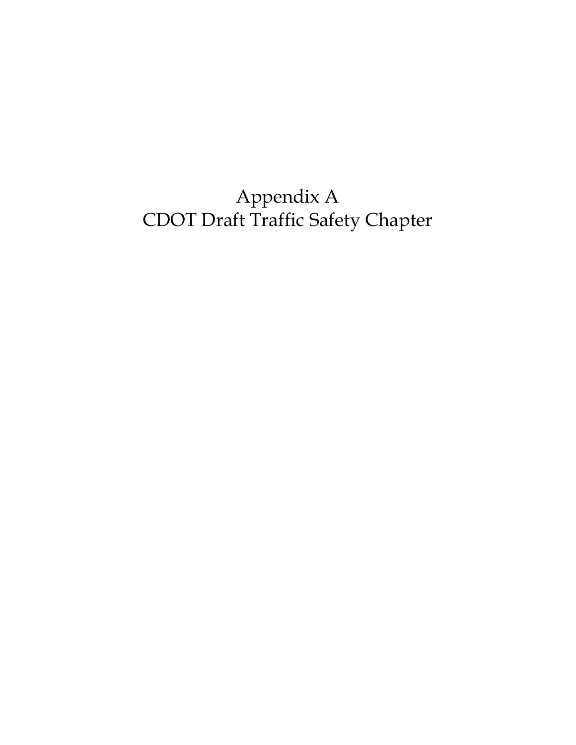# Appendix A
# CDOT Draft Traffic Safety Chapter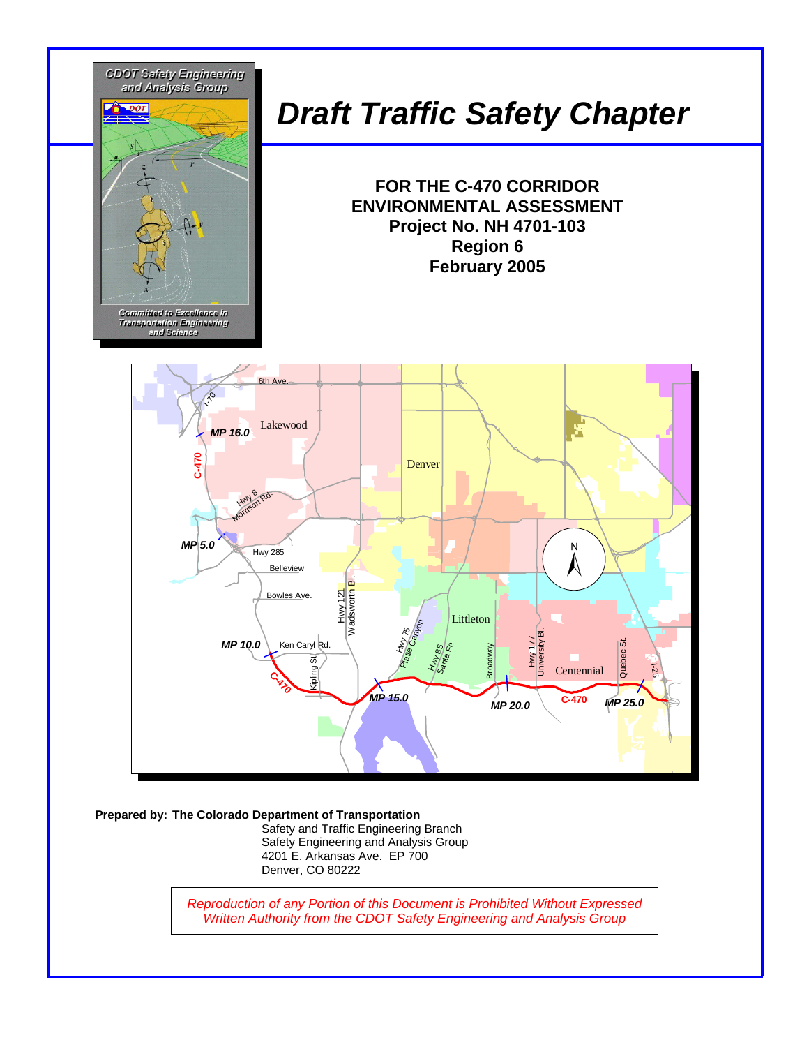CDOT Safety Engineering and Analysis Group

Committed to Excellence in Transportation Engineering and Science

# Draft Traffic Safety Chapter

**FOR THE C-470 CORRIDOR ENVIRONMENTAL ASSESSMENT**
**Project No. NH 4701-103**
**Region 6**
**February 2005**

**Prepared by: The Colorado Department of Transportation**
Safety and Traffic Engineering Branch
Safety Engineering and Analysis Group
4201 E. Arkansas Ave. EP 700
Denver, CO 80222

*Reproduction of any Portion of this Document is Prohibited Without Expressed Written Authority from the CDOT Safety Engineering and Analysis Group*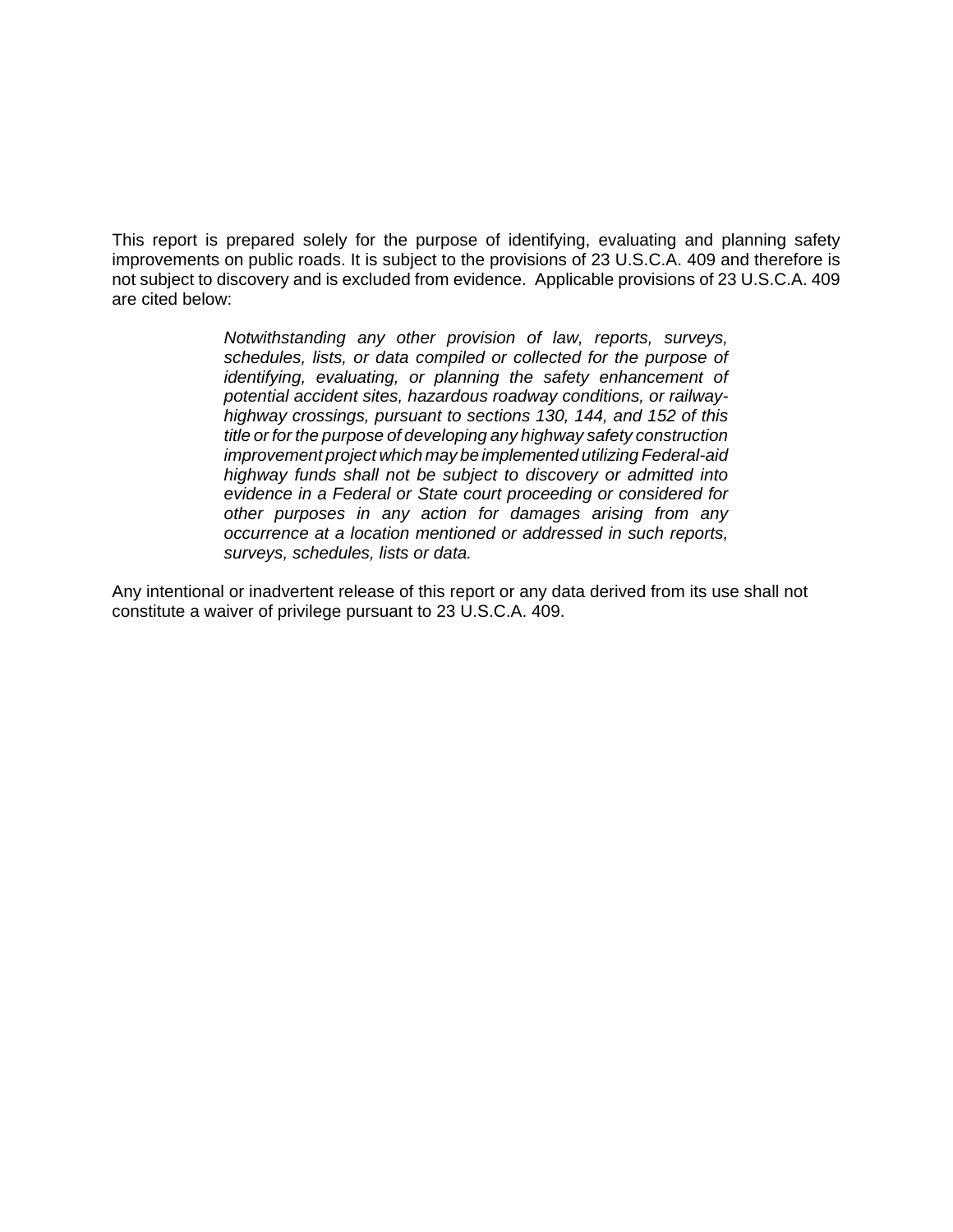This report is prepared solely for the purpose of identifying, evaluating and planning safety improvements on public roads. It is subject to the provisions of 23 U.S.C.A. 409 and therefore is not subject to discovery and is excluded from evidence. Applicable provisions of 23 U.S.C.A. 409 are cited below:

> *Notwithstanding any other provision of law, reports, surveys, schedules, lists, or data compiled or collected for the purpose of identifying, evaluating, or planning the safety enhancement of potential accident sites, hazardous roadway conditions, or railway-highway crossings, pursuant to sections 130, 144, and 152 of this title or for the purpose of developing any highway safety construction improvement project which may be implemented utilizing Federal-aid highway funds shall not be subject to discovery or admitted into evidence in a Federal or State court proceeding or considered for other purposes in any action for damages arising from any occurrence at a location mentioned or addressed in such reports, surveys, schedules, lists or data.*

Any intentional or inadvertent release of this report or any data derived from its use shall not constitute a waiver of privilege pursuant to 23 U.S.C.A. 409.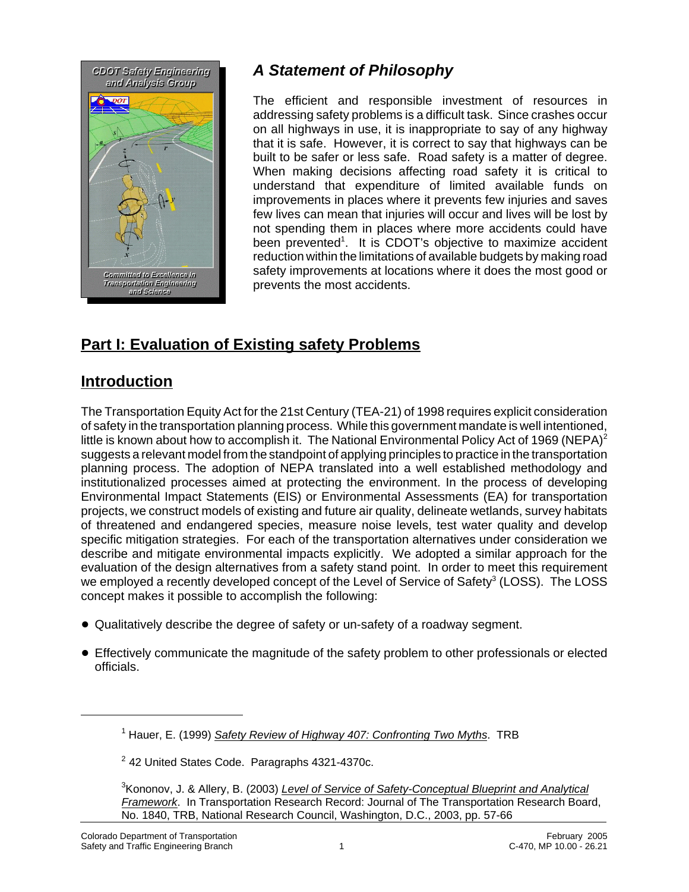## *A Statement of Philosophy*

The efficient and responsible investment of resources in addressing safety problems is a difficult task. Since crashes occur on all highways in use, it is inappropriate to say of any highway that it is safe. However, it is correct to say that highways can be built to be safer or less safe. Road safety is a matter of degree. When making decisions affecting road safety it is critical to understand that expenditure of limited available funds on improvements in places where it prevents few injuries and saves few lives can mean that injuries will occur and lives will be lost by not spending them in places where more accidents could have been prevented[1]. It is CDOT's objective to maximize accident reduction within the limitations of available budgets by making road safety improvements at locations where it does the most good or prevents the most accidents.

# Part I: Evaluation of Existing safety Problems

## Introduction

The Transportation Equity Act for the 21st Century (TEA-21) of 1998 requires explicit consideration of safety in the transportation planning process. While this government mandate is well intentioned, little is known about how to accomplish it. The National Environmental Policy Act of 1969 (NEPA)[2] suggests a relevant model from the standpoint of applying principles to practice in the transportation planning process. The adoption of NEPA translated into a well established methodology and institutionalized processes aimed at protecting the environment. In the process of developing Environmental Impact Statements (EIS) or Environmental Assessments (EA) for transportation projects, we construct models of existing and future air quality, delineate wetlands, survey habitats of threatened and endangered species, measure noise levels, test water quality and develop specific mitigation strategies. For each of the transportation alternatives under consideration we describe and mitigate environmental impacts explicitly. We adopted a similar approach for the evaluation of the design alternatives from a safety stand point. In order to meet this requirement we employed a recently developed concept of the Level of Service of Safety[3] (LOSS). The LOSS concept makes it possible to accomplish the following:

- Qualitatively describe the degree of safety or un-safety of a roadway segment.
- Effectively communicate the magnitude of the safety problem to other professionals or elected officials.

---

[1] Hauer, E. (1999) Safety Review of Highway 407: Confronting Two Myths. TRB

[2] 42 United States Code. Paragraphs 4321-4370c.

[3] Kononov, J. & Allery, B. (2003) Level of Service of Safety-Conceptual Blueprint and Analytical Framework. In Transportation Research Record: Journal of The Transportation Research Board, No. 1840, TRB, National Research Council, Washington, D.C., 2003, pp. 57-66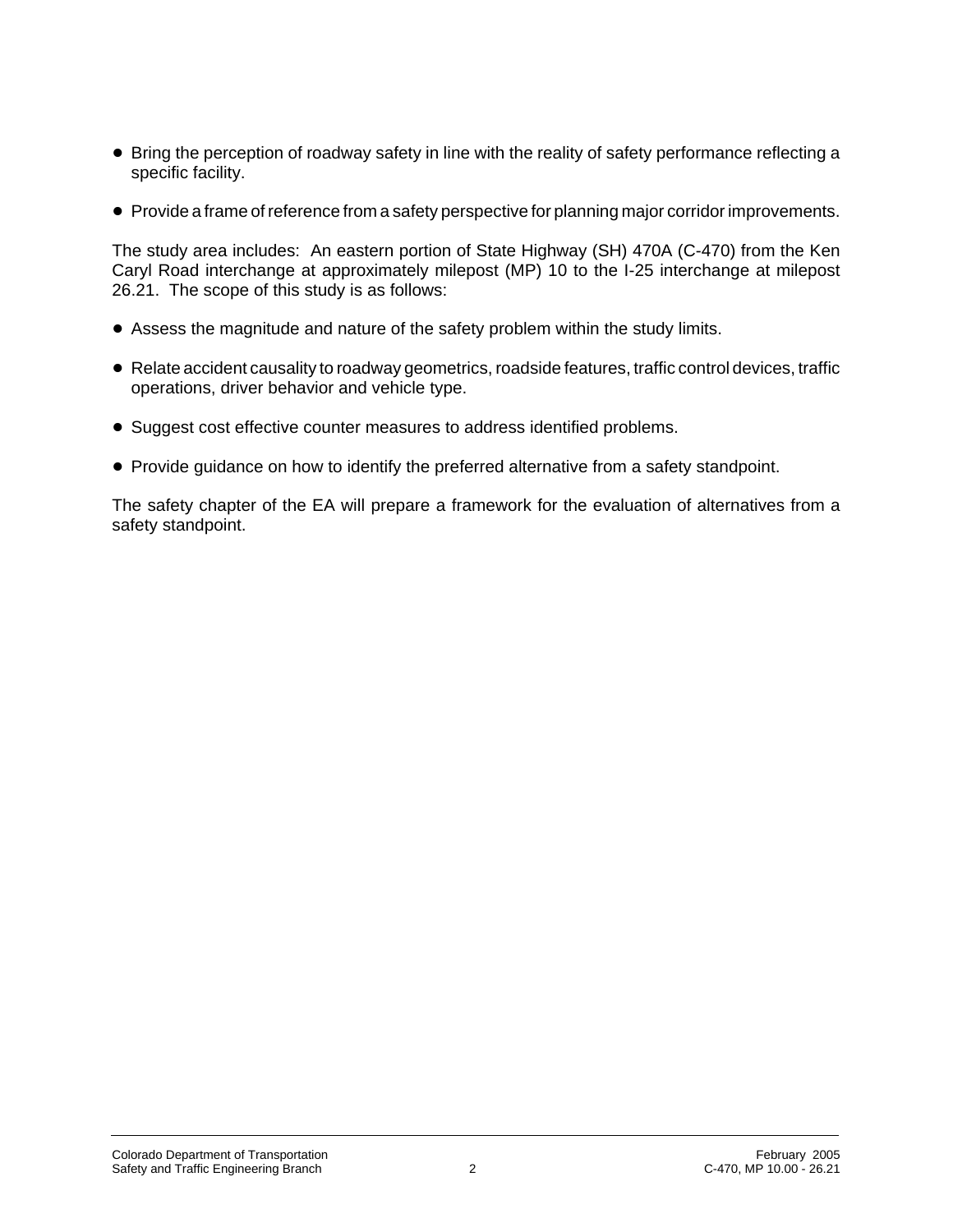- Bring the perception of roadway safety in line with the reality of safety performance reflecting a specific facility.

- Provide a frame of reference from a safety perspective for planning major corridor improvements.

The study area includes: An eastern portion of State Highway (SH) 470A (C-470) from the Ken Caryl Road interchange at approximately milepost (MP) 10 to the I-25 interchange at milepost 26.21. The scope of this study is as follows:

- Assess the magnitude and nature of the safety problem within the study limits.

- Relate accident causality to roadway geometrics, roadside features, traffic control devices, traffic operations, driver behavior and vehicle type.

- Suggest cost effective counter measures to address identified problems.

- Provide guidance on how to identify the preferred alternative from a safety standpoint.

The safety chapter of the EA will prepare a framework for the evaluation of alternatives from a safety standpoint.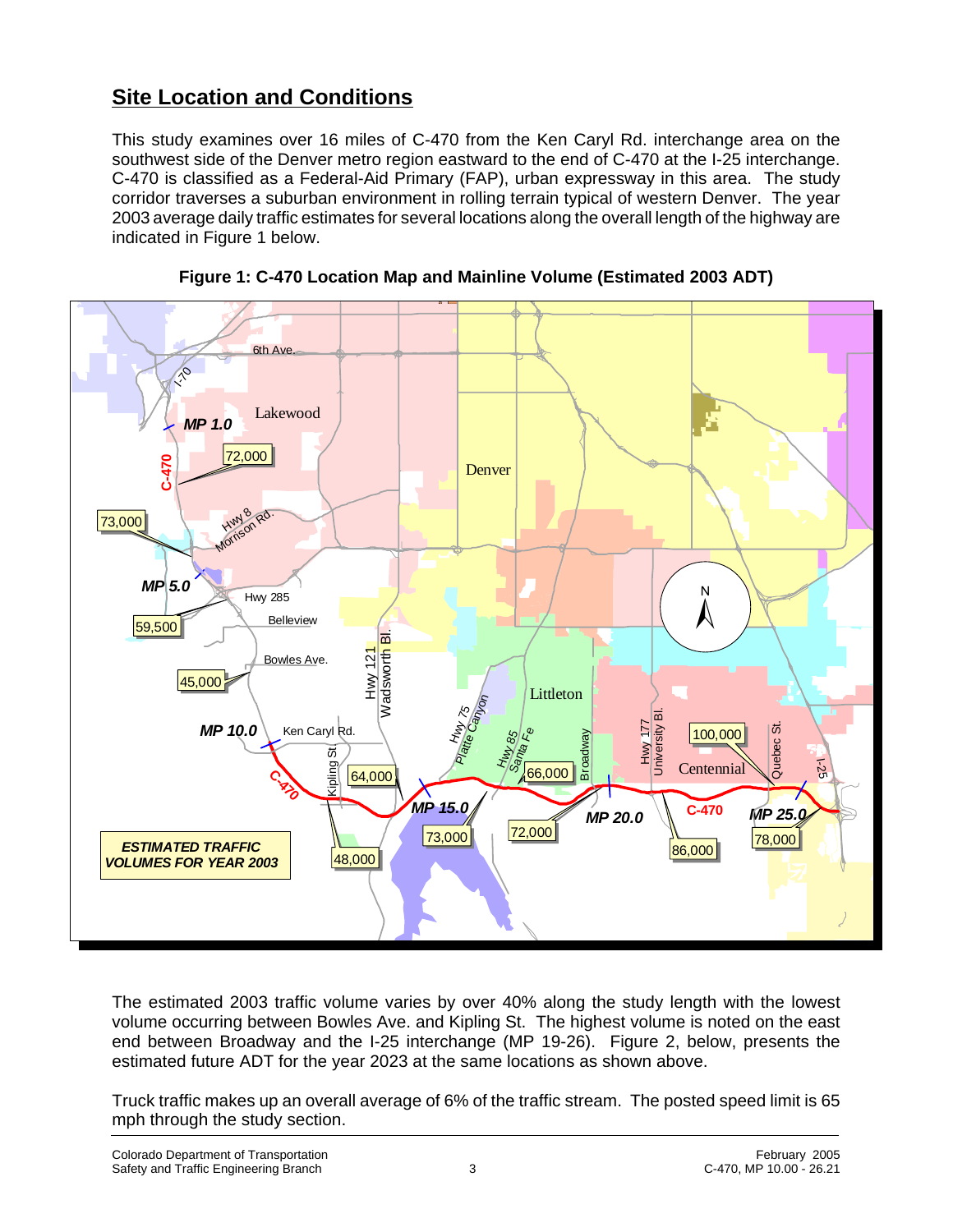## Site Location and Conditions

This study examines over 16 miles of C-470 from the Ken Caryl Rd. interchange area on the southwest side of the Denver metro region eastward to the end of C-470 at the I-25 interchange. C-470 is classified as a Federal-Aid Primary (FAP), urban expressway in this area. The study corridor traverses a suburban environment in rolling terrain typical of western Denver. The year 2003 average daily traffic estimates for several locations along the overall length of the highway are indicated in Figure 1 below.

**Figure 1: C-470 Location Map and Mainline Volume (Estimated 2003 ADT)**

6th Ave.
I-70
Lakewood
MP 1.0
C-470
72,000
Denver
73,000
Hwy 8 Morrison Rd.
MP 5.0
Hwy 285
59,500
Belleview
Bowles Ave.
45,000
Hwy 121 Wadsworth Bl.
Littleton
MP 10.0
Ken Caryl Rd.
Hwy 75 Platte Canyon
Hwy 85 Santa Fe
Broadway
Hwy 177 University Bl.
100,000
Quebec St.
I-25
Kipling St.
64,000
Centennial
66,000
C-470
MP 15.0
MP 20.0
C-470
MP 25.0
73,000
72,000
78,000
86,000
48,000
N

*ESTIMATED TRAFFIC VOLUMES FOR YEAR 2003*

The estimated 2003 traffic volume varies by over 40% along the study length with the lowest volume occurring between Bowles Ave. and Kipling St. The highest volume is noted on the east end between Broadway and the I-25 interchange (MP 19-26). Figure 2, below, presents the estimated future ADT for the year 2023 at the same locations as shown above.

Truck traffic makes up an overall average of 6% of the traffic stream. The posted speed limit is 65 mph through the study section.